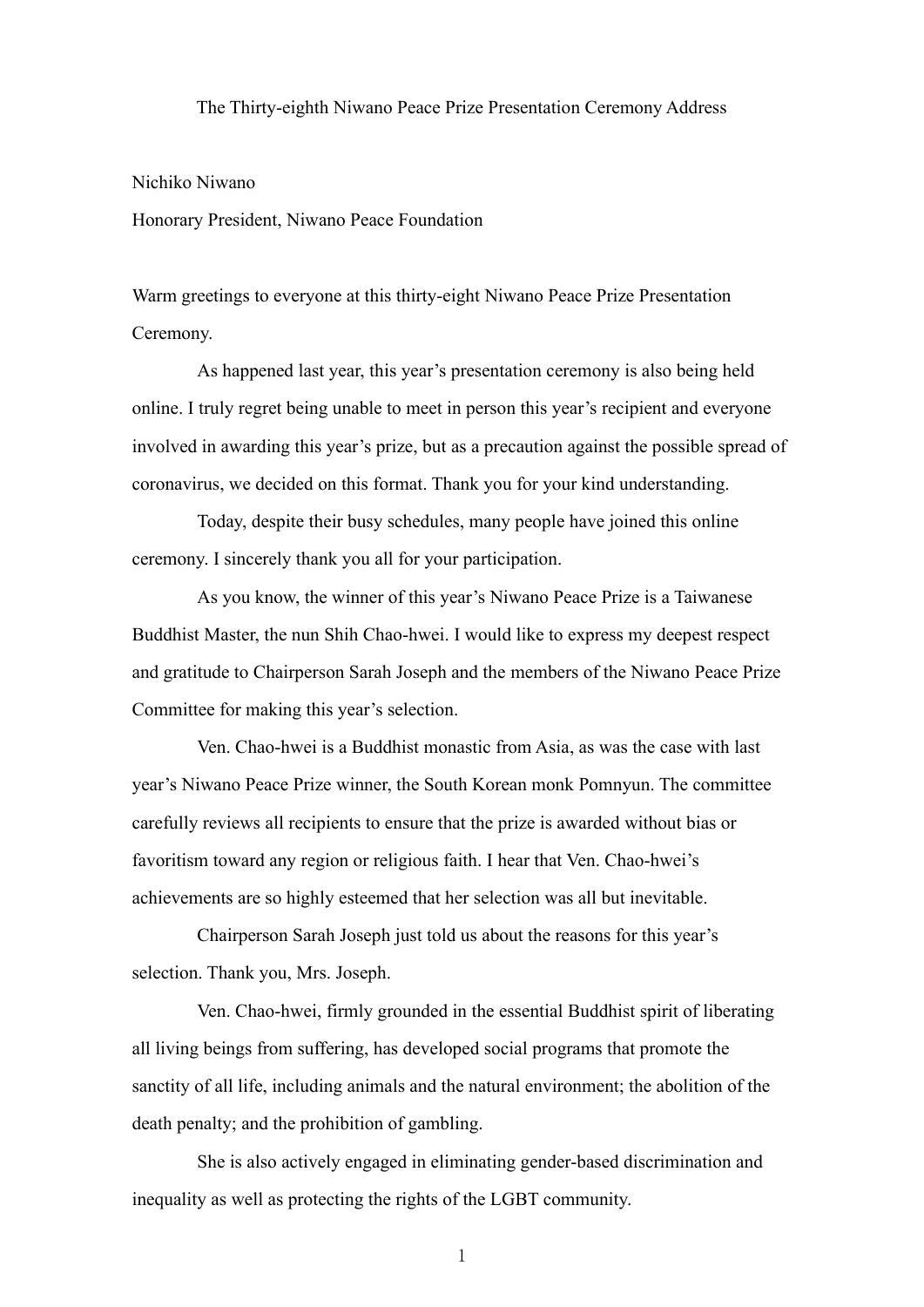# The Thirty-eighth Niwano Peace Prize Presentation Ceremony Address

Nichiko Niwano

Honorary President, Niwano Peace Foundation

Warm greetings to everyone at this thirty-eight Niwano Peace Prize Presentation Ceremony.

As happened last year, this year's presentation ceremony is also being held online. I truly regret being unable to meet in person this year's recipient and everyone involved in awarding this year's prize, but as a precaution against the possible spread of coronavirus, we decided on this format. Thank you for your kind understanding.

Today, despite their busy schedules, many people have joined this online ceremony. I sincerely thank you all for your participation.

As you know, the winner of this year's Niwano Peace Prize is a Taiwanese Buddhist Master, the nun Shih Chao-hwei. I would like to express my deepest respect and gratitude to Chairperson Sarah Joseph and the members of the Niwano Peace Prize Committee for making this year's selection.

Ven. Chao-hwei is a Buddhist monastic from Asia, as was the case with last year's Niwano Peace Prize winner, the South Korean monk Pomnyun. The committee carefully reviews all recipients to ensure that the prize is awarded without bias or favoritism toward any region or religious faith. I hear that Ven. Chao-hwei's achievements are so highly esteemed that her selection was all but inevitable.

Chairperson Sarah Joseph just told us about the reasons for this year's selection. Thank you, Mrs. Joseph.

Ven. Chao-hwei, firmly grounded in the essential Buddhist spirit of liberating all living beings from suffering, has developed social programs that promote the sanctity of all life, including animals and the natural environment; the abolition of the death penalty; and the prohibition of gambling.

She is also actively engaged in eliminating gender-based discrimination and inequality as well as protecting the rights of the LGBT community.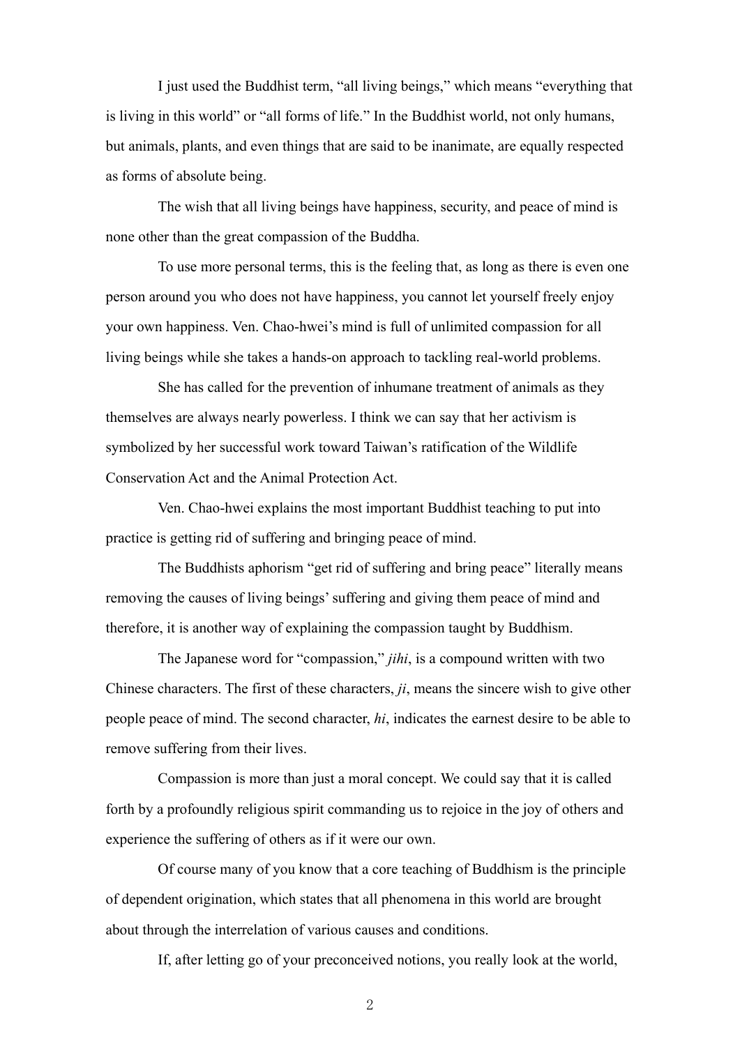I just used the Buddhist term, "all living beings," which means "everything that is living in this world" or "all forms of life." In the Buddhist world, not only humans, but animals, plants, and even things that are said to be inanimate, are equally respected as forms of absolute being.

The wish that all living beings have happiness, security, and peace of mind is none other than the great compassion of the Buddha.

To use more personal terms, this is the feeling that, as long as there is even one person around you who does not have happiness, you cannot let yourself freely enjoy your own happiness. Ven. Chao-hwei's mind is full of unlimited compassion for all living beings while she takes a hands-on approach to tackling real-world problems.

She has called for the prevention of inhumane treatment of animals as they themselves are always nearly powerless. I think we can say that her activism is symbolized by her successful work toward Taiwan's ratification of the Wildlife Conservation Act and the Animal Protection Act.

Ven. Chao-hwei explains the most important Buddhist teaching to put into practice is getting rid of suffering and bringing peace of mind.

The Buddhists aphorism "get rid of suffering and bring peace" literally means removing the causes of living beings' suffering and giving them peace of mind and therefore, it is another way of explaining the compassion taught by Buddhism.

The Japanese word for "compassion," *jihi*, is a compound written with two Chinese characters. The first of these characters, *ji*, means the sincere wish to give other people peace of mind. The second character, *hi*, indicates the earnest desire to be able to remove suffering from their lives.

Compassion is more than just a moral concept. We could say that it is called forth by a profoundly religious spirit commanding us to rejoice in the joy of others and experience the suffering of others as if it were our own.

Of course many of you know that a core teaching of Buddhism is the principle of dependent origination, which states that all phenomena in this world are brought about through the interrelation of various causes and conditions.

If, after letting go of your preconceived notions, you really look at the world,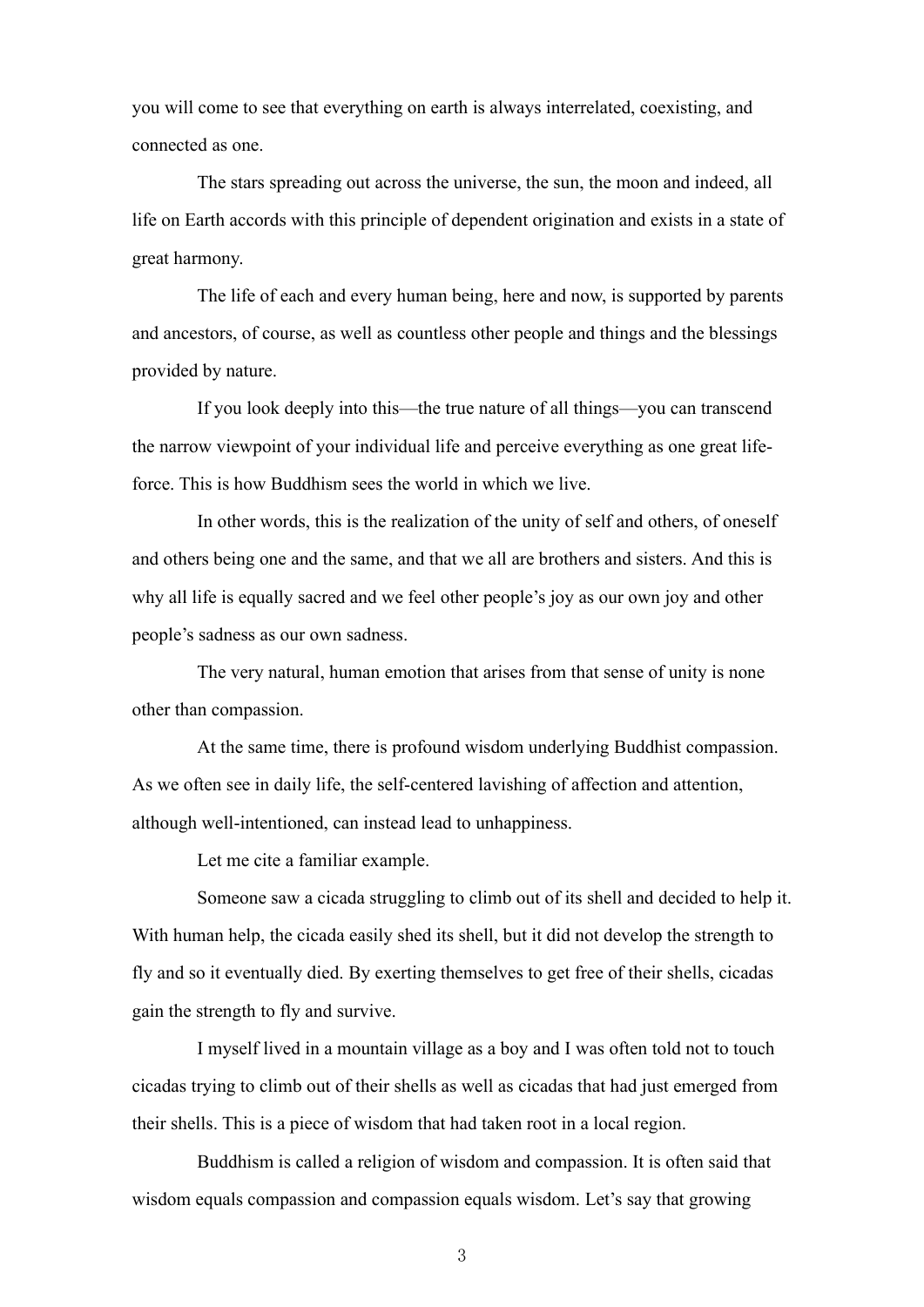you will come to see that everything on earth is always interrelated, coexisting, and connected as one.

The stars spreading out across the universe, the sun, the moon and indeed, all life on Earth accords with this principle of dependent origination and exists in a state of great harmony.

The life of each and every human being, here and now, is supported by parents and ancestors, of course, as well as countless other people and things and the blessings provided by nature.

If you look deeply into this—the true nature of all things—you can transcend the narrow viewpoint of your individual life and perceive everything as one great life-force. This is how Buddhism sees the world in which we live.

In other words, this is the realization of the unity of self and others, of oneself and others being one and the same, and that we all are brothers and sisters. And this is why all life is equally sacred and we feel other people's joy as our own joy and other people's sadness as our own sadness.

The very natural, human emotion that arises from that sense of unity is none other than compassion.

At the same time, there is profound wisdom underlying Buddhist compassion. As we often see in daily life, the self-centered lavishing of affection and attention, although well-intentioned, can instead lead to unhappiness.

Let me cite a familiar example.

Someone saw a cicada struggling to climb out of its shell and decided to help it. With human help, the cicada easily shed its shell, but it did not develop the strength to fly and so it eventually died. By exerting themselves to get free of their shells, cicadas gain the strength to fly and survive.

I myself lived in a mountain village as a boy and I was often told not to touch cicadas trying to climb out of their shells as well as cicadas that had just emerged from their shells. This is a piece of wisdom that had taken root in a local region.

Buddhism is called a religion of wisdom and compassion. It is often said that wisdom equals compassion and compassion equals wisdom. Let's say that growing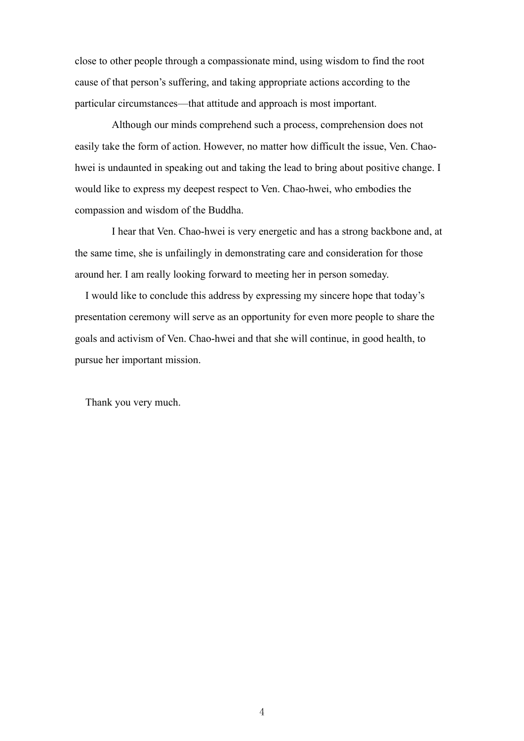close to other people through a compassionate mind, using wisdom to find the root cause of that person's suffering, and taking appropriate actions according to the particular circumstances—that attitude and approach is most important.

Although our minds comprehend such a process, comprehension does not easily take the form of action. However, no matter how difficult the issue, Ven. Chao-hwei is undaunted in speaking out and taking the lead to bring about positive change. I would like to express my deepest respect to Ven. Chao-hwei, who embodies the compassion and wisdom of the Buddha.

I hear that Ven. Chao-hwei is very energetic and has a strong backbone and, at the same time, she is unfailingly in demonstrating care and consideration for those around her. I am really looking forward to meeting her in person someday.

I would like to conclude this address by expressing my sincere hope that today's presentation ceremony will serve as an opportunity for even more people to share the goals and activism of Ven. Chao-hwei and that she will continue, in good health, to pursue her important mission.

Thank you very much.